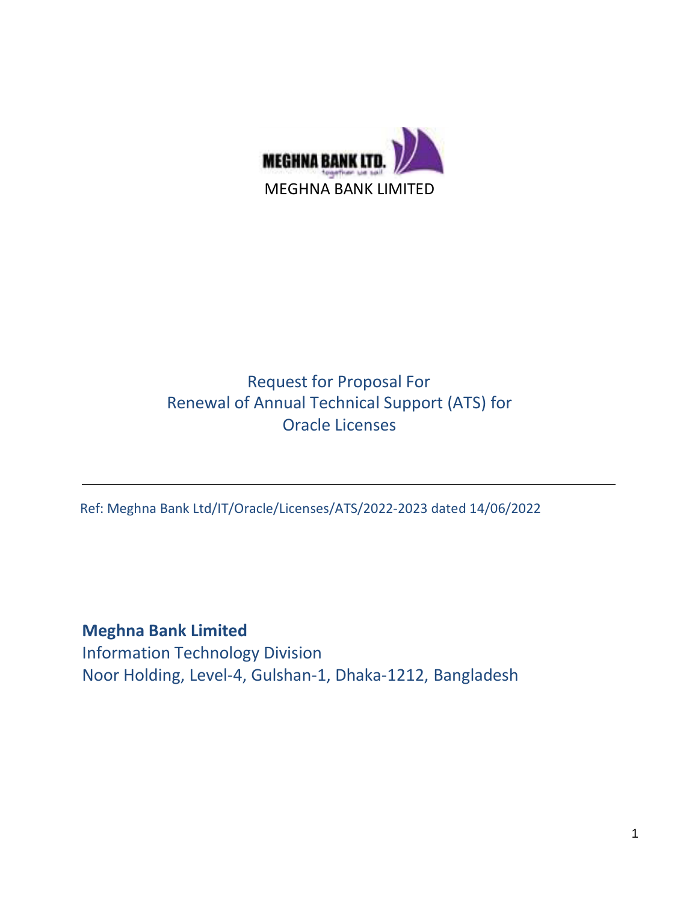MEGHNA BANK LIMITED

# Request for Proposal For Renewal of Annual Technical Support (ATS) for Oracle Licenses

---

Ref: Meghna Bank Ltd/IT/Oracle/Licenses/ATS/2022-2023 dated 14/06/2022

**Meghna Bank Limited**
Information Technology Division
Noor Holding, Level-4, Gulshan-1, Dhaka-1212, Bangladesh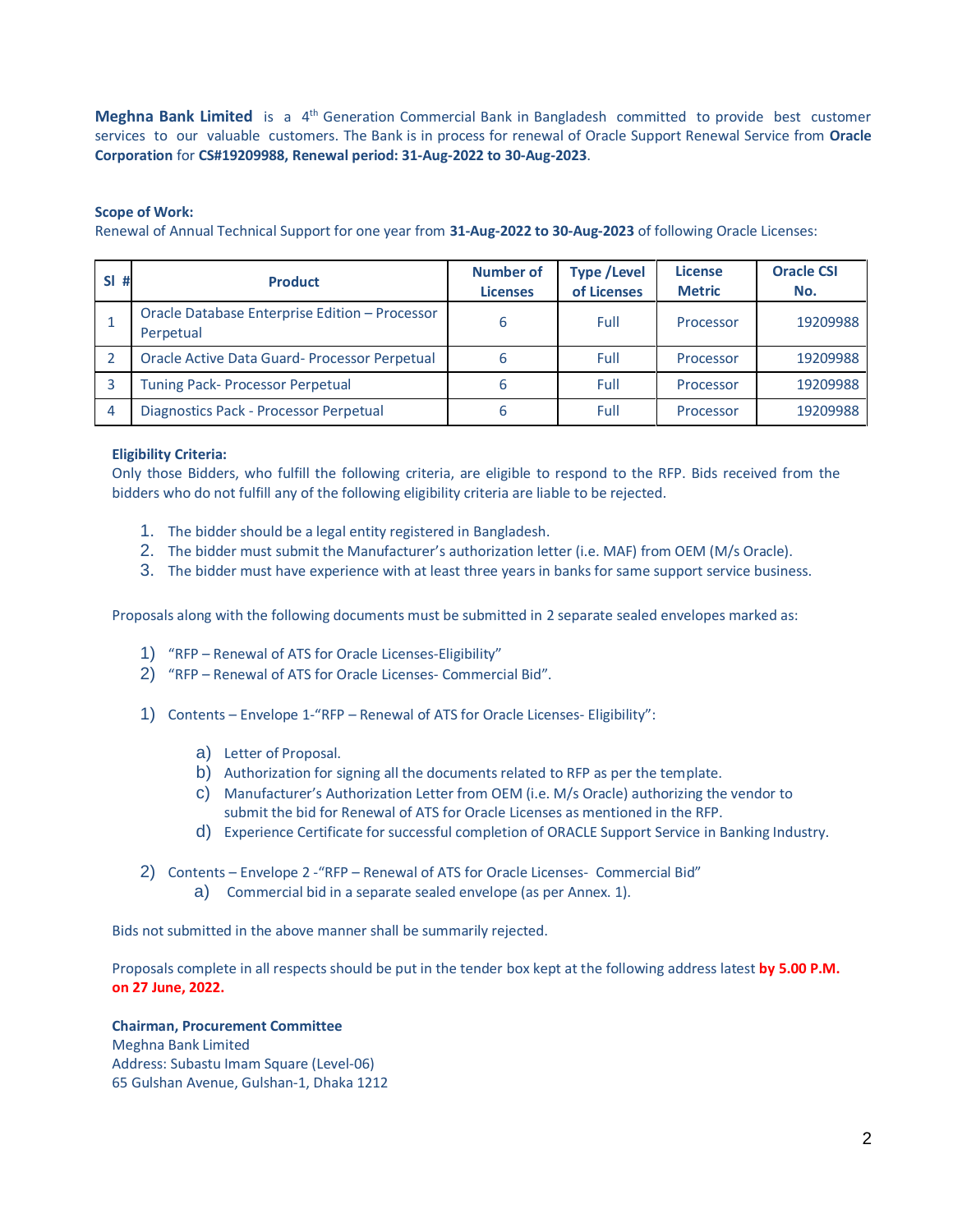**Meghna Bank Limited** is a 4th Generation Commercial Bank in Bangladesh committed to provide best customer services to our valuable customers. The Bank is in process for renewal of Oracle Support Renewal Service from **Oracle Corporation** for **CS#19209988, Renewal period: 31-Aug-2022 to 30-Aug-2023**.

**Scope of Work:**
Renewal of Annual Technical Support for one year from **31-Aug-2022 to 30-Aug-2023** of following Oracle Licenses:

| Sl # | Product | Number of Licenses | Type /Level of Licenses | License Metric | Oracle CSI No. |
|---|---|---|---|---|---|
| 1 | Oracle Database Enterprise Edition – Processor Perpetual | 6 | Full | Processor | 19209988 |
| 2 | Oracle Active Data Guard- Processor Perpetual | 6 | Full | Processor | 19209988 |
| 3 | Tuning Pack- Processor Perpetual | 6 | Full | Processor | 19209988 |
| 4 | Diagnostics Pack - Processor Perpetual | 6 | Full | Processor | 19209988 |

**Eligibility Criteria:**
Only those Bidders, who fulfill the following criteria, are eligible to respond to the RFP. Bids received from the bidders who do not fulfill any of the following eligibility criteria are liable to be rejected.

1. The bidder should be a legal entity registered in Bangladesh.
2. The bidder must submit the Manufacturer's authorization letter (i.e. MAF) from OEM (M/s Oracle).
3. The bidder must have experience with at least three years in banks for same support service business.

Proposals along with the following documents must be submitted in 2 separate sealed envelopes marked as:

1) "RFP – Renewal of ATS for Oracle Licenses-Eligibility"
2) "RFP – Renewal of ATS for Oracle Licenses- Commercial Bid".

1) Contents – Envelope 1-"RFP – Renewal of ATS for Oracle Licenses- Eligibility":
    a) Letter of Proposal.
    b) Authorization for signing all the documents related to RFP as per the template.
    c) Manufacturer's Authorization Letter from OEM (i.e. M/s Oracle) authorizing the vendor to submit the bid for Renewal of ATS for Oracle Licenses as mentioned in the RFP.
    d) Experience Certificate for successful completion of ORACLE Support Service in Banking Industry.

2) Contents – Envelope 2 -"RFP – Renewal of ATS for Oracle Licenses- Commercial Bid"
    a) Commercial bid in a separate sealed envelope (as per Annex. 1).

Bids not submitted in the above manner shall be summarily rejected.

Proposals complete in all respects should be put in the tender box kept at the following address latest **by 5.00 P.M. on 27 June, 2022.**

**Chairman, Procurement Committee**
Meghna Bank Limited
Address: Subastu Imam Square (Level-06)
65 Gulshan Avenue, Gulshan-1, Dhaka 1212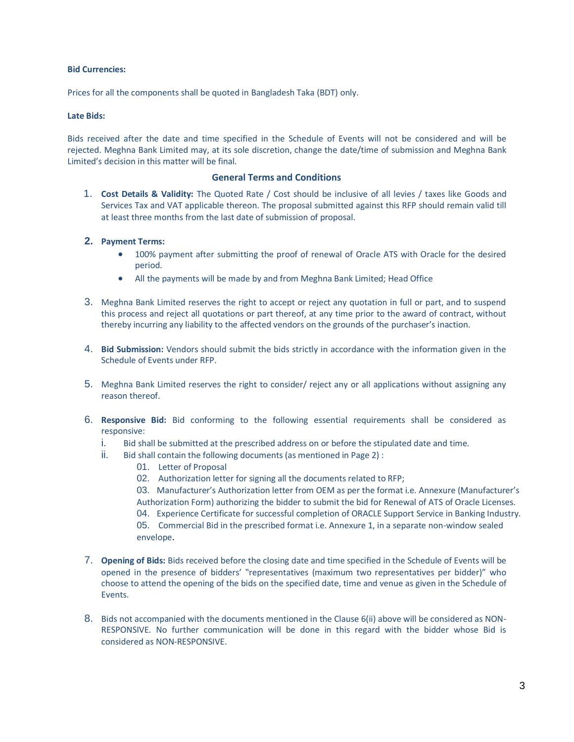**Bid Currencies:**

Prices for all the components shall be quoted in Bangladesh Taka (BDT) only.

**Late Bids:**

Bids received after the date and time specified in the Schedule of Events will not be considered and will be rejected. Meghna Bank Limited may, at its sole discretion, change the date/time of submission and Meghna Bank Limited's decision in this matter will be final.

## General Terms and Conditions

1. **Cost Details & Validity:** The Quoted Rate / Cost should be inclusive of all levies / taxes like Goods and Services Tax and VAT applicable thereon. The proposal submitted against this RFP should remain valid till at least three months from the last date of submission of proposal.

2. **Payment Terms:**
   - 100% payment after submitting the proof of renewal of Oracle ATS with Oracle for the desired period.
   - All the payments will be made by and from Meghna Bank Limited; Head Office

3. Meghna Bank Limited reserves the right to accept or reject any quotation in full or part, and to suspend this process and reject all quotations or part thereof, at any time prior to the award of contract, without thereby incurring any liability to the affected vendors on the grounds of the purchaser's inaction.

4. **Bid Submission:** Vendors should submit the bids strictly in accordance with the information given in the Schedule of Events under RFP.

5. Meghna Bank Limited reserves the right to consider/ reject any or all applications without assigning any reason thereof.

6. **Responsive Bid:** Bid conforming to the following essential requirements shall be considered as responsive:
   - i. Bid shall be submitted at the prescribed address on or before the stipulated date and time.
   - ii. Bid shall contain the following documents (as mentioned in Page 2) :
     - 01. Letter of Proposal
     - 02. Authorization letter for signing all the documents related to RFP;
     - 03. Manufacturer's Authorization letter from OEM as per the format i.e. Annexure (Manufacturer's Authorization Form) authorizing the bidder to submit the bid for Renewal of ATS of Oracle Licenses.
     - 04. Experience Certificate for successful completion of ORACLE Support Service in Banking Industry.
     - 05. Commercial Bid in the prescribed format i.e. Annexure 1, in a separate non-window sealed envelope.

7. **Opening of Bids:** Bids received before the closing date and time specified in the Schedule of Events will be opened in the presence of bidders' "representatives (maximum two representatives per bidder)" who choose to attend the opening of the bids on the specified date, time and venue as given in the Schedule of Events.

8. Bids not accompanied with the documents mentioned in the Clause 6(ii) above will be considered as NON-RESPONSIVE. No further communication will be done in this regard with the bidder whose Bid is considered as NON-RESPONSIVE.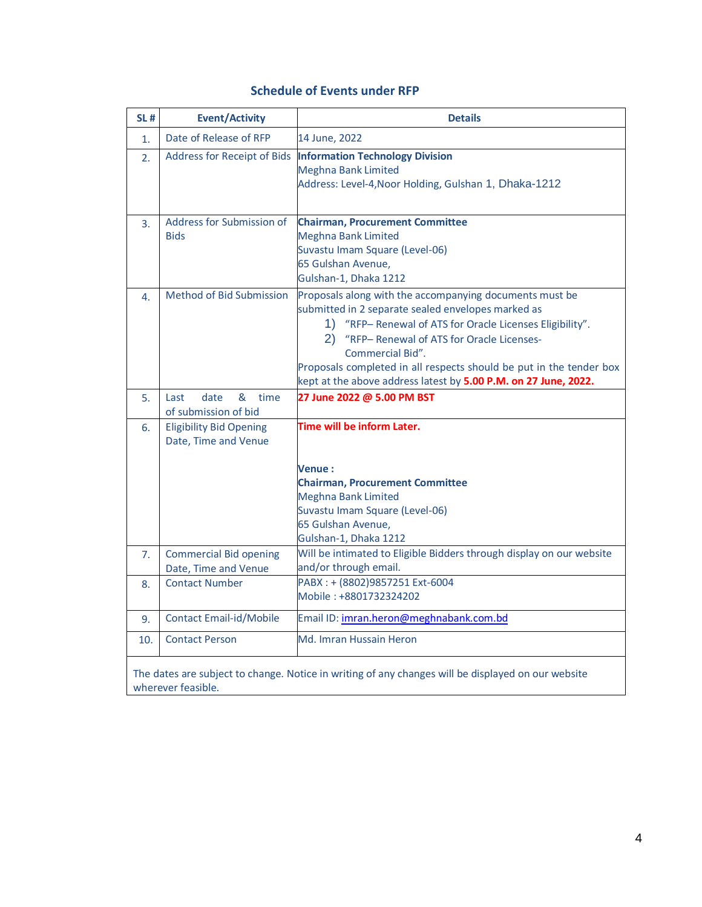## Schedule of Events under RFP

| SL # | Event/Activity | Details |
|---|---|---|
| 1. | Date of Release of RFP | 14 June, 2022 |
| 2. | Address for Receipt of Bids | **Information Technology Division**<br>Meghna Bank Limited<br>Address: Level-4,Noor Holding, Gulshan 1, Dhaka-1212 |
| 3. | Address for Submission of Bids | **Chairman, Procurement Committee**<br>Meghna Bank Limited<br>Suvastu Imam Square (Level-06)<br>65 Gulshan Avenue,<br>Gulshan-1, Dhaka 1212 |
| 4. | Method of Bid Submission | Proposals along with the accompanying documents must be submitted in 2 separate sealed envelopes marked as<br>1) "RFP– Renewal of ATS for Oracle Licenses Eligibility".<br>2) "RFP– Renewal of ATS for Oracle Licenses-Commercial Bid".<br>Proposals completed in all respects should be put in the tender box kept at the above address latest by **5.00 P.M. on 27 June, 2022.** |
| 5. | Last date & time of submission of bid | **27 June 2022 @ 5.00 PM BST** |
| 6. | Eligibility Bid Opening Date, Time and Venue | **Time will be inform Later.**<br><br>**Venue :**<br>**Chairman, Procurement Committee**<br>Meghna Bank Limited<br>Suvastu Imam Square (Level-06)<br>65 Gulshan Avenue,<br>Gulshan-1, Dhaka 1212 |
| 7. | Commercial Bid opening Date, Time and Venue | Will be intimated to Eligible Bidders through display on our website and/or through email. |
| 8. | Contact Number | PABX : + (8802)9857251 Ext-6004<br>Mobile : +8801732324202 |
| 9. | Contact Email-id/Mobile | Email ID: imran.heron@meghnabank.com.bd |
| 10. | Contact Person | Md. Imran Hussain Heron |

The dates are subject to change. Notice in writing of any changes will be displayed on our website wherever feasible.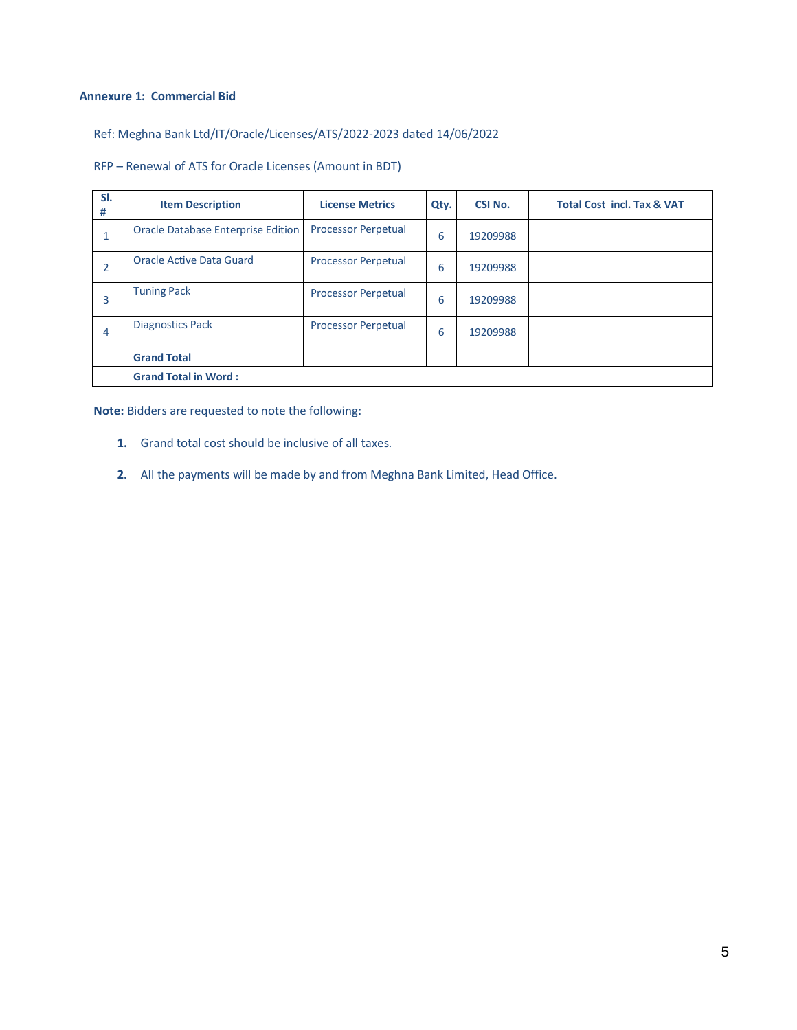### Annexure 1: Commercial Bid

Ref: Meghna Bank Ltd/IT/Oracle/Licenses/ATS/2022-2023 dated 14/06/2022

RFP – Renewal of ATS for Oracle Licenses (Amount in BDT)

| Sl. # | Item Description | License Metrics | Qty. | CSI No. | Total Cost incl. Tax & VAT |
|---|---|---|---|---|---|
| 1 | Oracle Database Enterprise Edition | Processor Perpetual | 6 | 19209988 | |
| 2 | Oracle Active Data Guard | Processor Perpetual | 6 | 19209988 | |
| 3 | Tuning Pack | Processor Perpetual | 6 | 19209988 | |
| 4 | Diagnostics Pack | Processor Perpetual | 6 | 19209988 | |
| | **Grand Total** | | | | |
| | **Grand Total in Word :** | | | | |

**Note:** Bidders are requested to note the following:

1. Grand total cost should be inclusive of all taxes.
2. All the payments will be made by and from Meghna Bank Limited, Head Office.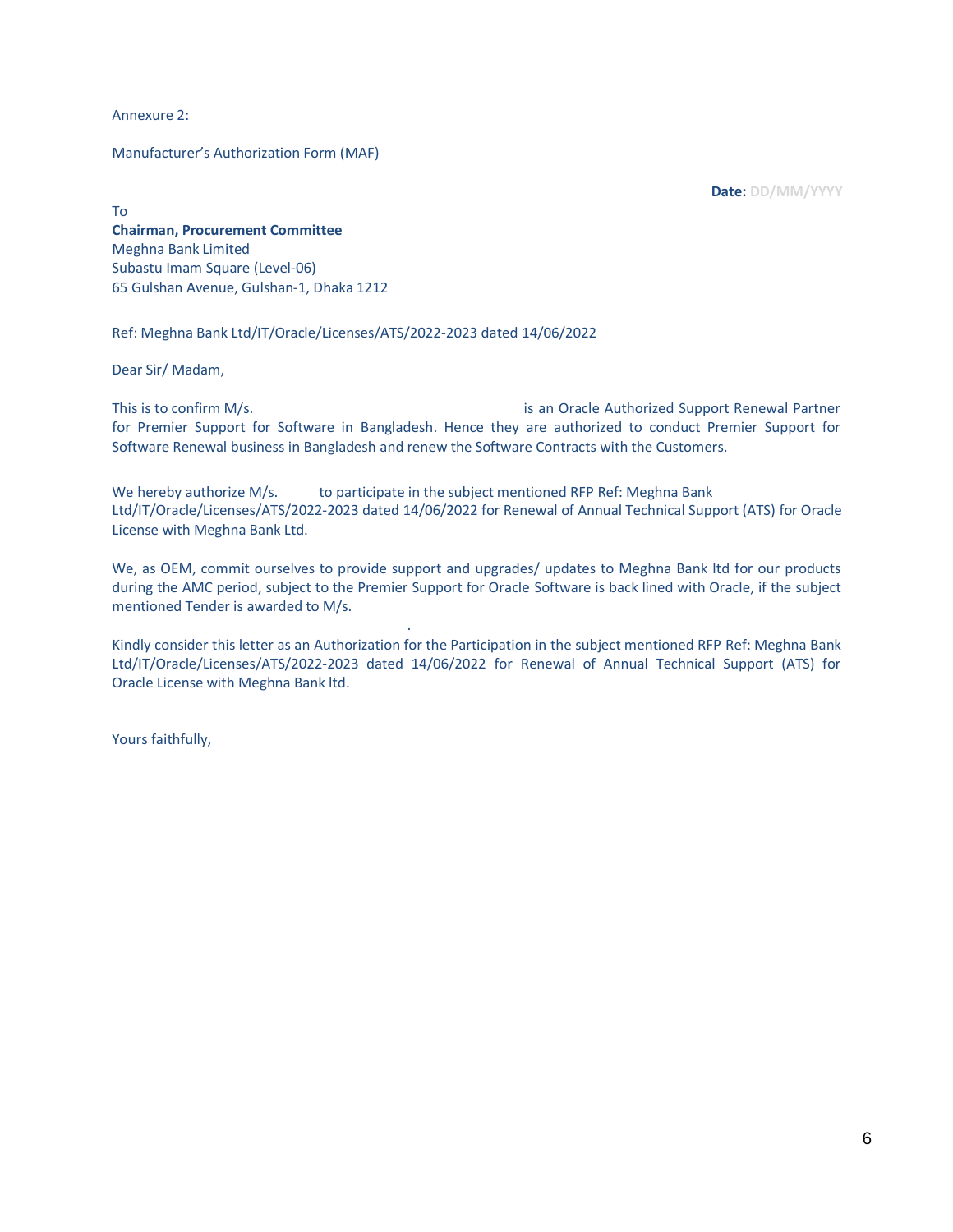Annexure 2:

Manufacturer's Authorization Form (MAF)

**Date:** DD/MM/YYYY

To
**Chairman, Procurement Committee**
Meghna Bank Limited
Subastu Imam Square (Level-06)
65 Gulshan Avenue, Gulshan-1, Dhaka 1212

Ref: Meghna Bank Ltd/IT/Oracle/Licenses/ATS/2022-2023 dated 14/06/2022

Dear Sir/ Madam,

This is to confirm M/s. is an Oracle Authorized Support Renewal Partner for Premier Support for Software in Bangladesh. Hence they are authorized to conduct Premier Support for Software Renewal business in Bangladesh and renew the Software Contracts with the Customers.

We hereby authorize M/s. to participate in the subject mentioned RFP Ref: Meghna Bank Ltd/IT/Oracle/Licenses/ATS/2022-2023 dated 14/06/2022 for Renewal of Annual Technical Support (ATS) for Oracle License with Meghna Bank Ltd.

We, as OEM, commit ourselves to provide support and upgrades/ updates to Meghna Bank ltd for our products during the AMC period, subject to the Premier Support for Oracle Software is back lined with Oracle, if the subject mentioned Tender is awarded to M/s.

Kindly consider this letter as an Authorization for the Participation in the subject mentioned RFP Ref: Meghna Bank Ltd/IT/Oracle/Licenses/ATS/2022-2023 dated 14/06/2022 for Renewal of Annual Technical Support (ATS) for Oracle License with Meghna Bank ltd.

Yours faithfully,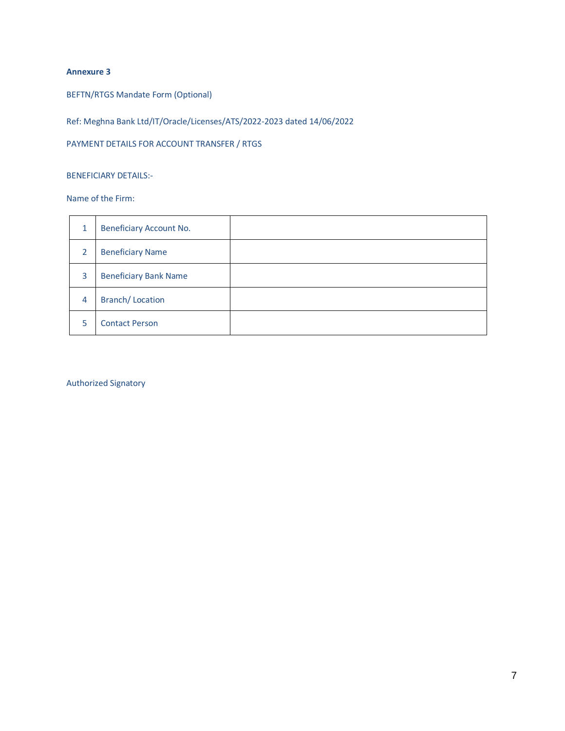**Annexure 3**

BEFTN/RTGS Mandate Form (Optional)

Ref: Meghna Bank Ltd/IT/Oracle/Licenses/ATS/2022-2023 dated 14/06/2022

PAYMENT DETAILS FOR ACCOUNT TRANSFER / RTGS

BENEFICIARY DETAILS:-

Name of the Firm:

| | | |
|---|---|---|
| 1 | Beneficiary Account No. | |
| 2 | Beneficiary Name | |
| 3 | Beneficiary Bank Name | |
| 4 | Branch/ Location | |
| 5 | Contact Person | |

Authorized Signatory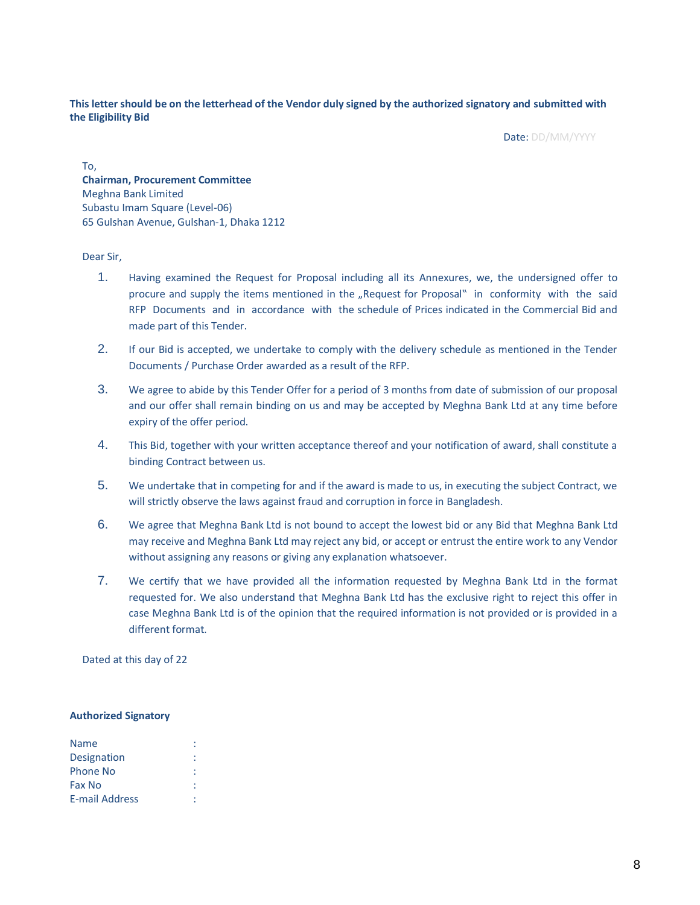**This letter should be on the letterhead of the Vendor duly signed by the authorized signatory and submitted with the Eligibility Bid**

Date: DD/MM/YYYY

To,
**Chairman, Procurement Committee**
Meghna Bank Limited
Subastu Imam Square (Level-06)
65 Gulshan Avenue, Gulshan-1, Dhaka 1212

Dear Sir,

1. Having examined the Request for Proposal including all its Annexures, we, the undersigned offer to procure and supply the items mentioned in the „Request for Proposal‟ in conformity with the said RFP Documents and in accordance with the schedule of Prices indicated in the Commercial Bid and made part of this Tender.
2. If our Bid is accepted, we undertake to comply with the delivery schedule as mentioned in the Tender Documents / Purchase Order awarded as a result of the RFP.
3. We agree to abide by this Tender Offer for a period of 3 months from date of submission of our proposal and our offer shall remain binding on us and may be accepted by Meghna Bank Ltd at any time before expiry of the offer period.
4. This Bid, together with your written acceptance thereof and your notification of award, shall constitute a binding Contract between us.
5. We undertake that in competing for and if the award is made to us, in executing the subject Contract, we will strictly observe the laws against fraud and corruption in force in Bangladesh.
6. We agree that Meghna Bank Ltd is not bound to accept the lowest bid or any Bid that Meghna Bank Ltd may receive and Meghna Bank Ltd may reject any bid, or accept or entrust the entire work to any Vendor without assigning any reasons or giving any explanation whatsoever.
7. We certify that we have provided all the information requested by Meghna Bank Ltd in the format requested for. We also understand that Meghna Bank Ltd has the exclusive right to reject this offer in case Meghna Bank Ltd is of the opinion that the required information is not provided or is provided in a different format.

Dated at this day of 22

**Authorized Signatory**

Name :
Designation :
Phone No :
Fax No :
E-mail Address :